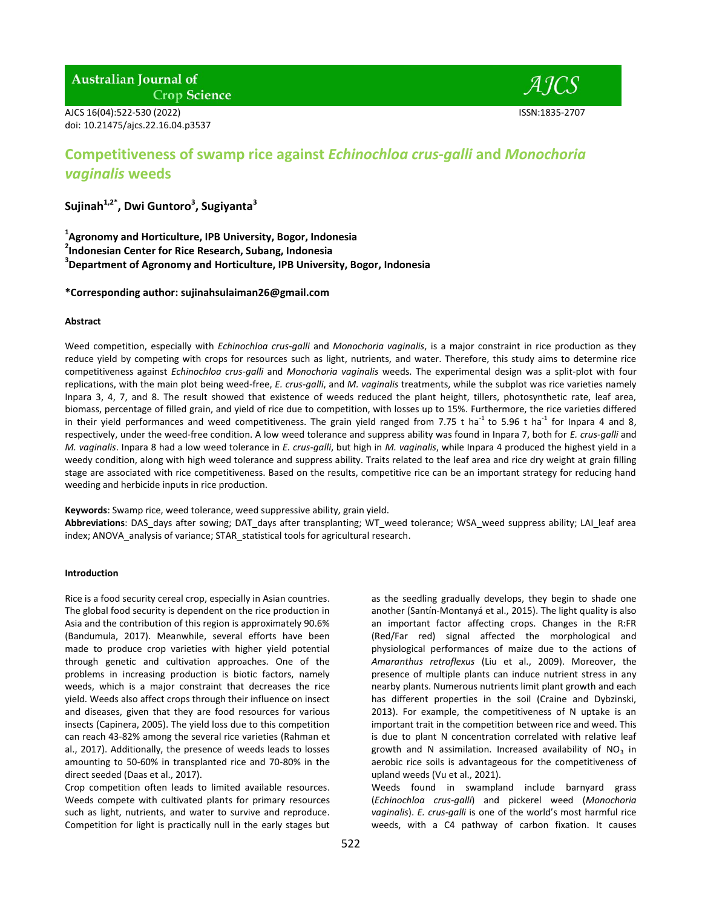# Competitiveness of swamp rice against *Echinochloa crus-galli* and *Monochoria vaginalis* weeds

**Sujinah[1,2*], Dwi Guntoro[3], Sugiyanta[3]**

**[1]Agronomy and Horticulture, IPB University, Bogor, Indonesia**
**[2]Indonesian Center for Rice Research, Subang, Indonesia**
**[3]Department of Agronomy and Horticulture, IPB University, Bogor, Indonesia**

**\*Corresponding author: sujinahsulaiman26@gmail.com**

#### Abstract

Weed competition, especially with *Echinochloa crus-galli* and *Monochoria vaginalis*, is a major constraint in rice production as they reduce yield by competing with crops for resources such as light, nutrients, and water. Therefore, this study aims to determine rice competitiveness against *Echinochloa crus-galli* and *Monochoria vaginalis* weeds. The experimental design was a split-plot with four replications, with the main plot being weed-free, *E. crus-galli*, and *M. vaginalis* treatments, while the subplot was rice varieties namely Inpara 3, 4, 7, and 8. The result showed that existence of weeds reduced the plant height, tillers, photosynthetic rate, leaf area, biomass, percentage of filled grain, and yield of rice due to competition, with losses up to 15%. Furthermore, the rice varieties differed in their yield performances and weed competitiveness. The grain yield ranged from 7.75 t ha$^{-1}$ to 5.96 t ha$^{-1}$ for Inpara 4 and 8, respectively, under the weed-free condition. A low weed tolerance and suppress ability was found in Inpara 7, both for *E. crus-galli* and *M. vaginalis*. Inpara 8 had a low weed tolerance in *E. crus-galli*, but high in *M. vaginalis*, while Inpara 4 produced the highest yield in a weedy condition, along with high weed tolerance and suppress ability. Traits related to the leaf area and rice dry weight at grain filling stage are associated with rice competitiveness. Based on the results, competitive rice can be an important strategy for reducing hand weeding and herbicide inputs in rice production.

**Keywords**: Swamp rice, weed tolerance, weed suppressive ability, grain yield.
**Abbreviations**: DAS_days after sowing; DAT_days after transplanting; WT_weed tolerance; WSA_weed suppress ability; LAI_leaf area index; ANOVA_analysis of variance; STAR_statistical tools for agricultural research.

#### Introduction

Rice is a food security cereal crop, especially in Asian countries. The global food security is dependent on the rice production in Asia and the contribution of this region is approximately 90.6% (Bandumula, 2017). Meanwhile, several efforts have been made to produce crop varieties with higher yield potential through genetic and cultivation approaches. One of the problems in increasing production is biotic factors, namely weeds, which is a major constraint that decreases the rice yield. Weeds also affect crops through their influence on insect and diseases, given that they are food resources for various insects (Capinera, 2005). The yield loss due to this competition can reach 43-82% among the several rice varieties (Rahman et al., 2017). Additionally, the presence of weeds leads to losses amounting to 50-60% in transplanted rice and 70-80% in the direct seeded (Daas et al., 2017).

Crop competition often leads to limited available resources. Weeds compete with cultivated plants for primary resources such as light, nutrients, and water to survive and reproduce. Competition for light is practically null in the early stages but as the seedling gradually develops, they begin to shade one another (Santín-Montanyá et al., 2015). The light quality is also an important factor affecting crops. Changes in the R:FR (Red/Far red) signal affected the morphological and physiological performances of maize due to the actions of *Amaranthus retroflexus* (Liu et al., 2009). Moreover, the presence of multiple plants can induce nutrient stress in any nearby plants. Numerous nutrients limit plant growth and each has different properties in the soil (Craine and Dybzinski, 2013). For example, the competitiveness of N uptake is an important trait in the competition between rice and weed. This is due to plant N concentration correlated with relative leaf growth and N assimilation. Increased availability of $NO_3$ in aerobic rice soils is advantageous for the competitiveness of upland weeds (Vu et al., 2021).

Weeds found in swampland include barnyard grass (*Echinochloa crus-galli*) and pickerel weed (*Monochoria vaginalis*). *E. crus-galli* is one of the world's most harmful rice weeds, with a C4 pathway of carbon fixation. It causes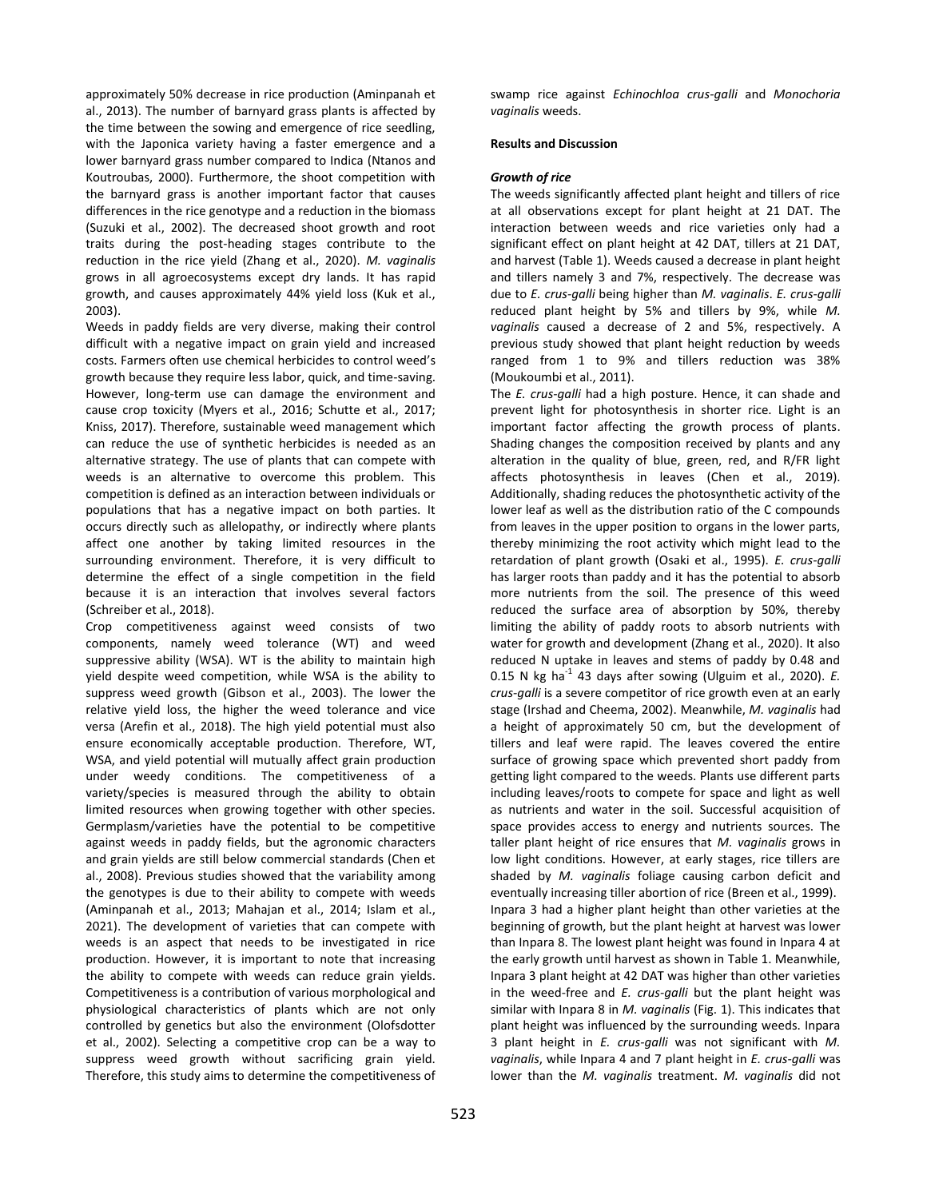approximately 50% decrease in rice production (Aminpanah et al., 2013). The number of barnyard grass plants is affected by the time between the sowing and emergence of rice seedling, with the Japonica variety having a faster emergence and a lower barnyard grass number compared to Indica (Ntanos and Koutroubas, 2000). Furthermore, the shoot competition with the barnyard grass is another important factor that causes differences in the rice genotype and a reduction in the biomass (Suzuki et al., 2002). The decreased shoot growth and root traits during the post-heading stages contribute to the reduction in the rice yield (Zhang et al., 2020). *M. vaginalis* grows in all agroecosystems except dry lands. It has rapid growth, and causes approximately 44% yield loss (Kuk et al., 2003).

Weeds in paddy fields are very diverse, making their control difficult with a negative impact on grain yield and increased costs. Farmers often use chemical herbicides to control weed's growth because they require less labor, quick, and time-saving. However, long-term use can damage the environment and cause crop toxicity (Myers et al., 2016; Schutte et al., 2017; Kniss, 2017). Therefore, sustainable weed management which can reduce the use of synthetic herbicides is needed as an alternative strategy. The use of plants that can compete with weeds is an alternative to overcome this problem. This competition is defined as an interaction between individuals or populations that has a negative impact on both parties. It occurs directly such as allelopathy, or indirectly where plants affect one another by taking limited resources in the surrounding environment. Therefore, it is very difficult to determine the effect of a single competition in the field because it is an interaction that involves several factors (Schreiber et al., 2018).

Crop competitiveness against weed consists of two components, namely weed tolerance (WT) and weed suppressive ability (WSA). WT is the ability to maintain high yield despite weed competition, while WSA is the ability to suppress weed growth (Gibson et al., 2003). The lower the relative yield loss, the higher the weed tolerance and vice versa (Arefin et al., 2018). The high yield potential must also ensure economically acceptable production. Therefore, WT, WSA, and yield potential will mutually affect grain production under weedy conditions. The competitiveness of a variety/species is measured through the ability to obtain limited resources when growing together with other species. Germplasm/varieties have the potential to be competitive against weeds in paddy fields, but the agronomic characters and grain yields are still below commercial standards (Chen et al., 2008). Previous studies showed that the variability among the genotypes is due to their ability to compete with weeds (Aminpanah et al., 2013; Mahajan et al., 2014; Islam et al., 2021). The development of varieties that can compete with weeds is an aspect that needs to be investigated in rice production. However, it is important to note that increasing the ability to compete with weeds can reduce grain yields. Competitiveness is a contribution of various morphological and physiological characteristics of plants which are not only controlled by genetics but also the environment (Olofsdotter et al., 2002). Selecting a competitive crop can be a way to suppress weed growth without sacrificing grain yield. Therefore, this study aims to determine the competitiveness of swamp rice against *Echinochloa crus-galli* and *Monochoria vaginalis* weeds.

## Results and Discussion

### *Growth of rice*

The weeds significantly affected plant height and tillers of rice at all observations except for plant height at 21 DAT. The interaction between weeds and rice varieties only had a significant effect on plant height at 42 DAT, tillers at 21 DAT, and harvest (Table 1). Weeds caused a decrease in plant height and tillers namely 3 and 7%, respectively. The decrease was due to *E. crus-galli* being higher than *M. vaginalis*. *E. crus-galli* reduced plant height by 5% and tillers by 9%, while *M. vaginalis* caused a decrease of 2 and 5%, respectively. A previous study showed that plant height reduction by weeds ranged from 1 to 9% and tillers reduction was 38% (Moukoumbi et al., 2011).

The *E. crus-galli* had a high posture. Hence, it can shade and prevent light for photosynthesis in shorter rice. Light is an important factor affecting the growth process of plants. Shading changes the composition received by plants and any alteration in the quality of blue, green, red, and R/FR light affects photosynthesis in leaves (Chen et al., 2019). Additionally, shading reduces the photosynthetic activity of the lower leaf as well as the distribution ratio of the C compounds from leaves in the upper position to organs in the lower parts, thereby minimizing the root activity which might lead to the retardation of plant growth (Osaki et al., 1995). *E. crus-galli* has larger roots than paddy and it has the potential to absorb more nutrients from the soil. The presence of this weed reduced the surface area of absorption by 50%, thereby limiting the ability of paddy roots to absorb nutrients with water for growth and development (Zhang et al., 2020). It also reduced N uptake in leaves and stems of paddy by 0.48 and 0.15 N kg $ha^{-1}$ 43 days after sowing (Ulguim et al., 2020). *E. crus-galli* is a severe competitor of rice growth even at an early stage (Irshad and Cheema, 2002). Meanwhile, *M. vaginalis* had a height of approximately 50 cm, but the development of tillers and leaf were rapid. The leaves covered the entire surface of growing space which prevented short paddy from getting light compared to the weeds. Plants use different parts including leaves/roots to compete for space and light as well as nutrients and water in the soil. Successful acquisition of space provides access to energy and nutrients sources. The taller plant height of rice ensures that *M. vaginalis* grows in low light conditions. However, at early stages, rice tillers are shaded by *M. vaginalis* foliage causing carbon deficit and eventually increasing tiller abortion of rice (Breen et al., 1999).

Inpara 3 had a higher plant height than other varieties at the beginning of growth, but the plant height at harvest was lower than Inpara 8. The lowest plant height was found in Inpara 4 at the early growth until harvest as shown in Table 1. Meanwhile, Inpara 3 plant height at 42 DAT was higher than other varieties in the weed-free and *E. crus-galli* but the plant height was similar with Inpara 8 in *M. vaginalis* (Fig. 1). This indicates that plant height was influenced by the surrounding weeds. Inpara 3 plant height in *E. crus-galli* was not significant with *M. vaginalis*, while Inpara 4 and 7 plant height in *E. crus-galli* was lower than the *M. vaginalis* treatment. *M. vaginalis* did not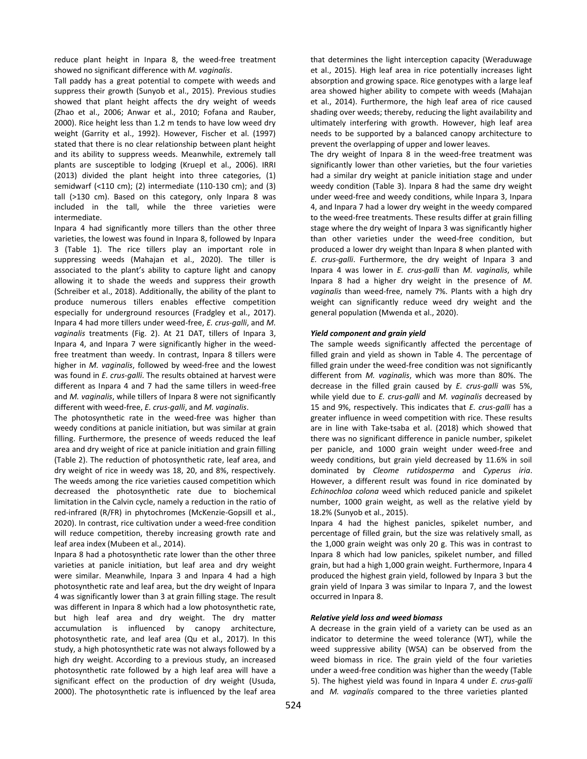reduce plant height in Inpara 8, the weed-free treatment showed no significant difference with *M. vaginalis*.

Tall paddy has a great potential to compete with weeds and suppress their growth (Sunyob et al., 2015). Previous studies showed that plant height affects the dry weight of weeds (Zhao et al., 2006; Anwar et al., 2010; Fofana and Rauber, 2000). Rice height less than 1.2 m tends to have low weed dry weight (Garrity et al., 1992). However, Fischer et al. (1997) stated that there is no clear relationship between plant height and its ability to suppress weeds. Meanwhile, extremely tall plants are susceptible to lodging (Kruepl et al., 2006). IRRI (2013) divided the plant height into three categories, (1) semidwarf (<110 cm); (2) intermediate (110-130 cm); and (3) tall (>130 cm). Based on this category, only Inpara 8 was included in the tall, while the three varieties were intermediate.

Inpara 4 had significantly more tillers than the other three varieties, the lowest was found in Inpara 8, followed by Inpara 3 (Table 1). The rice tillers play an important role in suppressing weeds (Mahajan et al., 2020). The tiller is associated to the plant's ability to capture light and canopy allowing it to shade the weeds and suppress their growth (Schreiber et al., 2018). Additionally, the ability of the plant to produce numerous tillers enables effective competition especially for underground resources (Fradgley et al., 2017). Inpara 4 had more tillers under weed-free, *E. crus-galli*, and *M. vaginalis* treatments (Fig. 2). At 21 DAT, tillers of Inpara 3, Inpara 4, and Inpara 7 were significantly higher in the weed-free treatment than weedy. In contrast, Inpara 8 tillers were higher in *M. vaginalis*, followed by weed-free and the lowest was found in *E. crus-galli*. The results obtained at harvest were different as Inpara 4 and 7 had the same tillers in weed-free and *M. vaginalis*, while tillers of Inpara 8 were not significantly different with weed-free, *E. crus-galli*, and *M. vaginalis*.

The photosynthetic rate in the weed-free was higher than weedy conditions at panicle initiation, but was similar at grain filling. Furthermore, the presence of weeds reduced the leaf area and dry weight of rice at panicle initiation and grain filling (Table 2). The reduction of photosynthetic rate, leaf area, and dry weight of rice in weedy was 18, 20, and 8%, respectively. The weeds among the rice varieties caused competition which decreased the photosynthetic rate due to biochemical limitation in the Calvin cycle, namely a reduction in the ratio of red-infrared (R/FR) in phytochromes (McKenzie-Gopsill et al., 2020). In contrast, rice cultivation under a weed-free condition will reduce competition, thereby increasing growth rate and leaf area index (Mubeen et al., 2014).

Inpara 8 had a photosynthetic rate lower than the other three varieties at panicle initiation, but leaf area and dry weight were similar. Meanwhile, Inpara 3 and Inpara 4 had a high photosynthetic rate and leaf area, but the dry weight of Inpara 4 was significantly lower than 3 at grain filling stage. The result was different in Inpara 8 which had a low photosynthetic rate, but high leaf area and dry weight. The dry matter accumulation is influenced by canopy architecture, photosynthetic rate, and leaf area (Qu et al., 2017). In this study, a high photosynthetic rate was not always followed by a high dry weight. According to a previous study, an increased photosynthetic rate followed by a high leaf area will have a significant effect on the production of dry weight (Usuda, 2000). The photosynthetic rate is influenced by the leaf area that determines the light interception capacity (Weraduwage et al., 2015). High leaf area in rice potentially increases light absorption and growing space. Rice genotypes with a large leaf area showed higher ability to compete with weeds (Mahajan et al., 2014). Furthermore, the high leaf area of rice caused shading over weeds; thereby, reducing the light availability and ultimately interfering with growth. However, high leaf area needs to be supported by a balanced canopy architecture to prevent the overlapping of upper and lower leaves.

The dry weight of Inpara 8 in the weed-free treatment was significantly lower than other varieties, but the four varieties had a similar dry weight at panicle initiation stage and under weedy condition (Table 3). Inpara 8 had the same dry weight under weed-free and weedy conditions, while Inpara 3, Inpara 4, and Inpara 7 had a lower dry weight in the weedy compared to the weed-free treatments. These results differ at grain filling stage where the dry weight of Inpara 3 was significantly higher than other varieties under the weed-free condition, but produced a lower dry weight than Inpara 8 when planted with *E. crus-galli*. Furthermore, the dry weight of Inpara 3 and Inpara 4 was lower in *E. crus-galli* than *M. vaginalis*, while Inpara 8 had a higher dry weight in the presence of *M. vaginalis* than weed-free, namely 7%. Plants with a high dry weight can significantly reduce weed dry weight and the general population (Mwenda et al., 2020).

#### *Yield component and grain yield*

The sample weeds significantly affected the percentage of filled grain and yield as shown in Table 4. The percentage of filled grain under the weed-free condition was not significantly different from *M. vaginalis*, which was more than 80%. The decrease in the filled grain caused by *E. crus-galli* was 5%, while yield due to *E. crus-galli* and *M. vaginalis* decreased by 15 and 9%, respectively. This indicates that *E. crus-galli* has a greater influence in weed competition with rice. These results are in line with Take-tsaba et al. (2018) which showed that there was no significant difference in panicle number, spikelet per panicle, and 1000 grain weight under weed-free and weedy conditions, but grain yield decreased by 11.6% in soil dominated by *Cleome rutidosperma* and *Cyperus iria*. However, a different result was found in rice dominated by *Echinochloa colona* weed which reduced panicle and spikelet number, 1000 grain weight, as well as the relative yield by 18.2% (Sunyob et al., 2015).

Inpara 4 had the highest panicles, spikelet number, and percentage of filled grain, but the size was relatively small, as the 1,000 grain weight was only 20 g. This was in contrast to Inpara 8 which had low panicles, spikelet number, and filled grain, but had a high 1,000 grain weight. Furthermore, Inpara 4 produced the highest grain yield, followed by Inpara 3 but the grain yield of Inpara 3 was similar to Inpara 7, and the lowest occurred in Inpara 8.

#### *Relative yield loss and weed biomass*

A decrease in the grain yield of a variety can be used as an indicator to determine the weed tolerance (WT), while the weed suppressive ability (WSA) can be observed from the weed biomass in rice. The grain yield of the four varieties under a weed-free condition was higher than the weedy (Table 5). The highest yield was found in Inpara 4 under *E. crus-galli* and *M. vaginalis* compared to the three varieties planted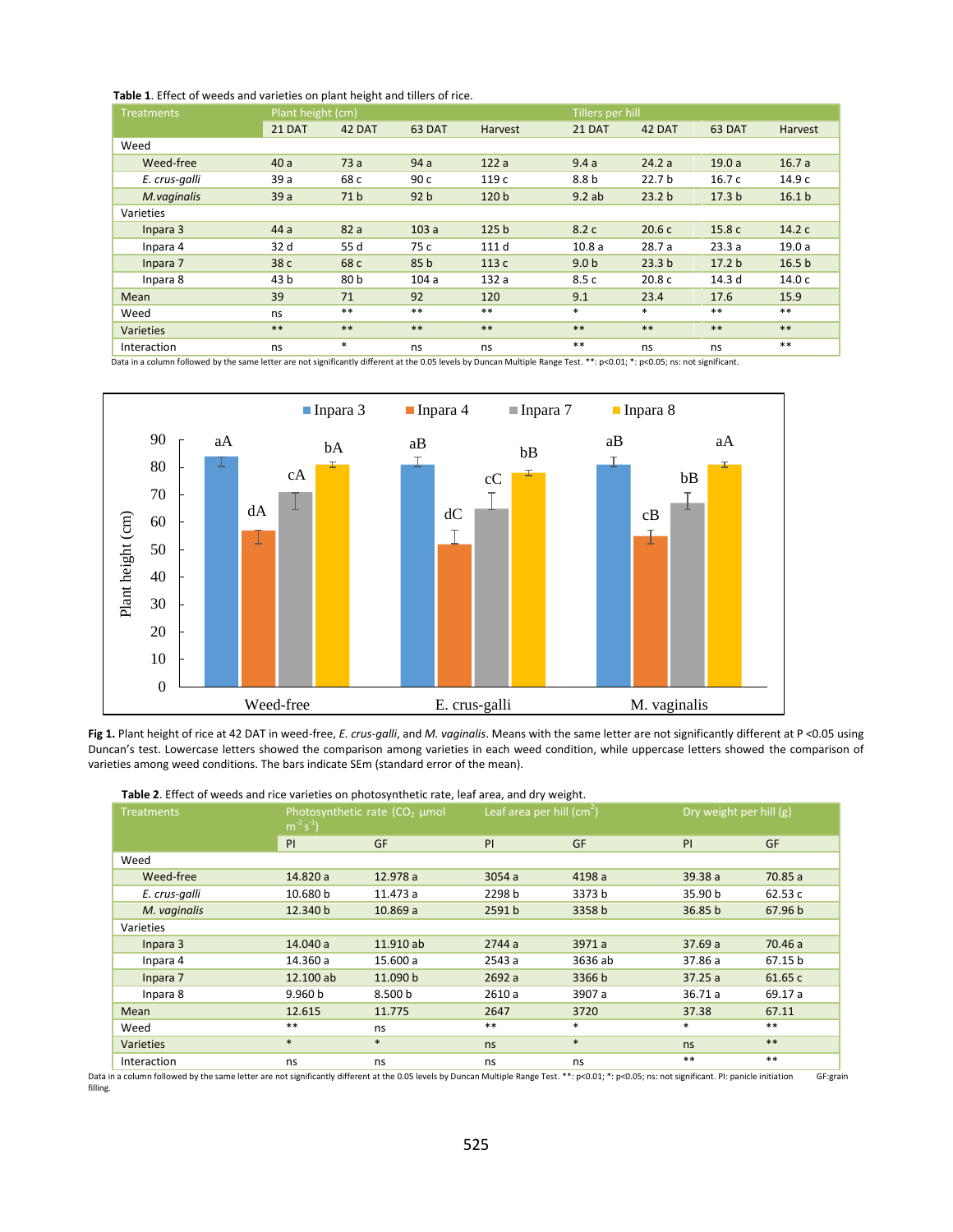**Table 1**. Effect of weeds and varieties on plant height and tillers of rice.

| Treatments | Plant height (cm) | | | | Tillers per hill | | | |
|---|---|---|---|---|---|---|---|---|
| | 21 DAT | 42 DAT | 63 DAT | Harvest | 21 DAT | 42 DAT | 63 DAT | Harvest |
| Weed | | | | | | | | |
| Weed-free | 40 a | 73 a | 94 a | 122 a | 9.4 a | 24.2 a | 19.0 a | 16.7 a |
| *E. crus-galli* | 39 a | 68 c | 90 c | 119 c | 8.8 b | 22.7 b | 16.7 c | 14.9 c |
| *M.vaginalis* | 39 a | 71 b | 92 b | 120 b | 9.2 ab | 23.2 b | 17.3 b | 16.1 b |
| Varieties | | | | | | | | |
| Inpara 3 | 44 a | 82 a | 103 a | 125 b | 8.2 c | 20.6 c | 15.8 c | 14.2 c |
| Inpara 4 | 32 d | 55 d | 75 c | 111 d | 10.8 a | 28.7 a | 23.3 a | 19.0 a |
| Inpara 7 | 38 c | 68 c | 85 b | 113 c | 9.0 b | 23.3 b | 17.2 b | 16.5 b |
| Inpara 8 | 43 b | 80 b | 104 a | 132 a | 8.5 c | 20.8 c | 14.3 d | 14.0 c |
| Mean | 39 | 71 | 92 | 120 | 9.1 | 23.4 | 17.6 | 15.9 |
| Weed | ns | ** | ** | ** | * | * | ** | ** |
| Varieties | ** | ** | ** | ** | ** | ** | ** | ** |
| Interaction | ns | * | ns | ns | ** | ns | ns | ** |

Data in a column followed by the same letter are not significantly different at the 0.05 levels by Duncan Multiple Range Test. **: p<0.01; *: p<0.05; ns: not significant.

**Fig 1.** Plant height of rice at 42 DAT in weed-free, *E. crus-galli*, and *M. vaginalis*. Means with the same letter are not significantly different at P <0.05 using Duncan's test. Lowercase letters showed the comparison among varieties in each weed condition, while uppercase letters showed the comparison of varieties among weed conditions. The bars indicate SEm (standard error of the mean).

**Table 2**. Effect of weeds and rice varieties on photosynthetic rate, leaf area, and dry weight.

| Treatments | Photosynthetic rate ($CO_2$ µmol $m^{-2}s^{-1}$) | | Leaf area per hill ($cm^2$) | | Dry weight per hill (g) | |
|---|---|---|---|---|---|---|
| | PI | GF | PI | GF | PI | GF |
| Weed | | | | | | |
| Weed-free | 14.820 a | 12.978 a | 3054 a | 4198 a | 39.38 a | 70.85 a |
| *E. crus-galli* | 10.680 b | 11.473 a | 2298 b | 3373 b | 35.90 b | 62.53 c |
| *M. vaginalis* | 12.340 b | 10.869 a | 2591 b | 3358 b | 36.85 b | 67.96 b |
| Varieties | | | | | | |
| Inpara 3 | 14.040 a | 11.910 ab | 2744 a | 3971 a | 37.69 a | 70.46 a |
| Inpara 4 | 14.360 a | 15.600 a | 2543 a | 3636 ab | 37.86 a | 67.15 b |
| Inpara 7 | 12.100 ab | 11.090 b | 2692 a | 3366 b | 37.25 a | 61.65 c |
| Inpara 8 | 9.960 b | 8.500 b | 2610 a | 3907 a | 36.71 a | 69.17 a |
| Mean | 12.615 | 11.775 | 2647 | 3720 | 37.38 | 67.11 |
| Weed | ** | ns | ** | * | * | ** |
| Varieties | * | * | ns | * | ns | ** |
| Interaction | ns | ns | ns | ns | ** | ** |

Data in a column followed by the same letter are not significantly different at the 0.05 levels by Duncan Multiple Range Test. **: p<0.01; *: p<0.05; ns: not significant. PI: panicle initiation GF:grain filling.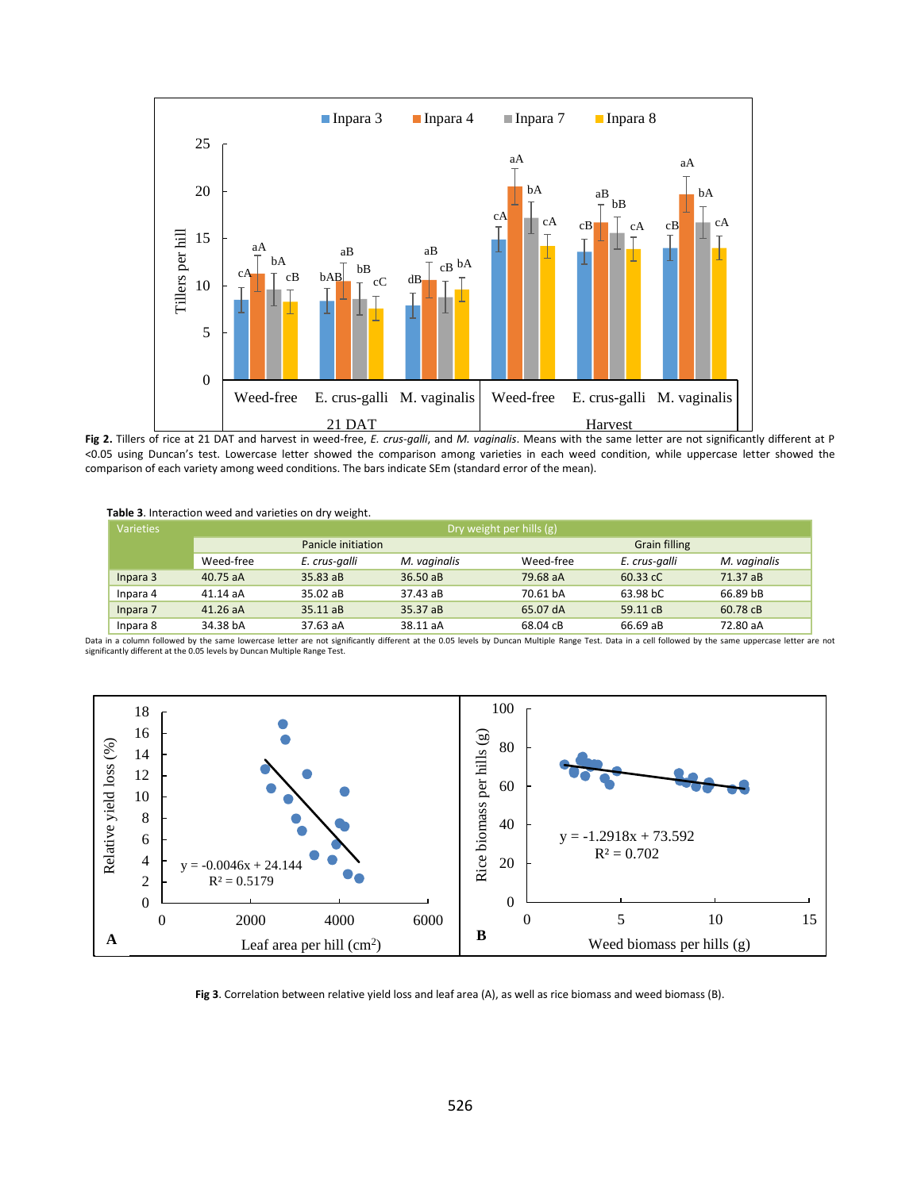**Fig 2.** Tillers of rice at 21 DAT and harvest in weed-free, *E. crus-galli*, and *M. vaginalis*. Means with the same letter are not significantly different at P <0.05 using Duncan's test. Lowercase letter showed the comparison among varieties in each weed condition, while uppercase letter showed the comparison of each variety among weed conditions. The bars indicate SEm (standard error of the mean).

**Table 3**. Interaction weed and varieties on dry weight.

| Varieties | Dry weight per hills (g) | | | | | |
|---|---|---|---|---|---|---|
| | Panicle initiation | | | Grain filling | | |
| | Weed-free | *E. crus-galli* | *M. vaginalis* | Weed-free | *E. crus-galli* | *M. vaginalis* |
| Inpara 3 | 40.75 aA | 35.83 aB | 36.50 aB | 79.68 aA | 60.33 cC | 71.37 aB |
| Inpara 4 | 41.14 aA | 35.02 aB | 37.43 aB | 70.61 bA | 63.98 bC | 66.89 bB |
| Inpara 7 | 41.26 aA | 35.11 aB | 35.37 aB | 65.07 dA | 59.11 cB | 60.78 cB |
| Inpara 8 | 34.38 bA | 37.63 aA | 38.11 aA | 68.04 cB | 66.69 aB | 72.80 aA |

Data in a column followed by the same lowercase letter are not significantly different at the 0.05 levels by Duncan Multiple Range Test. Data in a cell followed by the same uppercase letter are not significantly different at the 0.05 levels by Duncan Multiple Range Test.

**Fig 3**. Correlation between relative yield loss and leaf area (A), as well as rice biomass and weed biomass (B).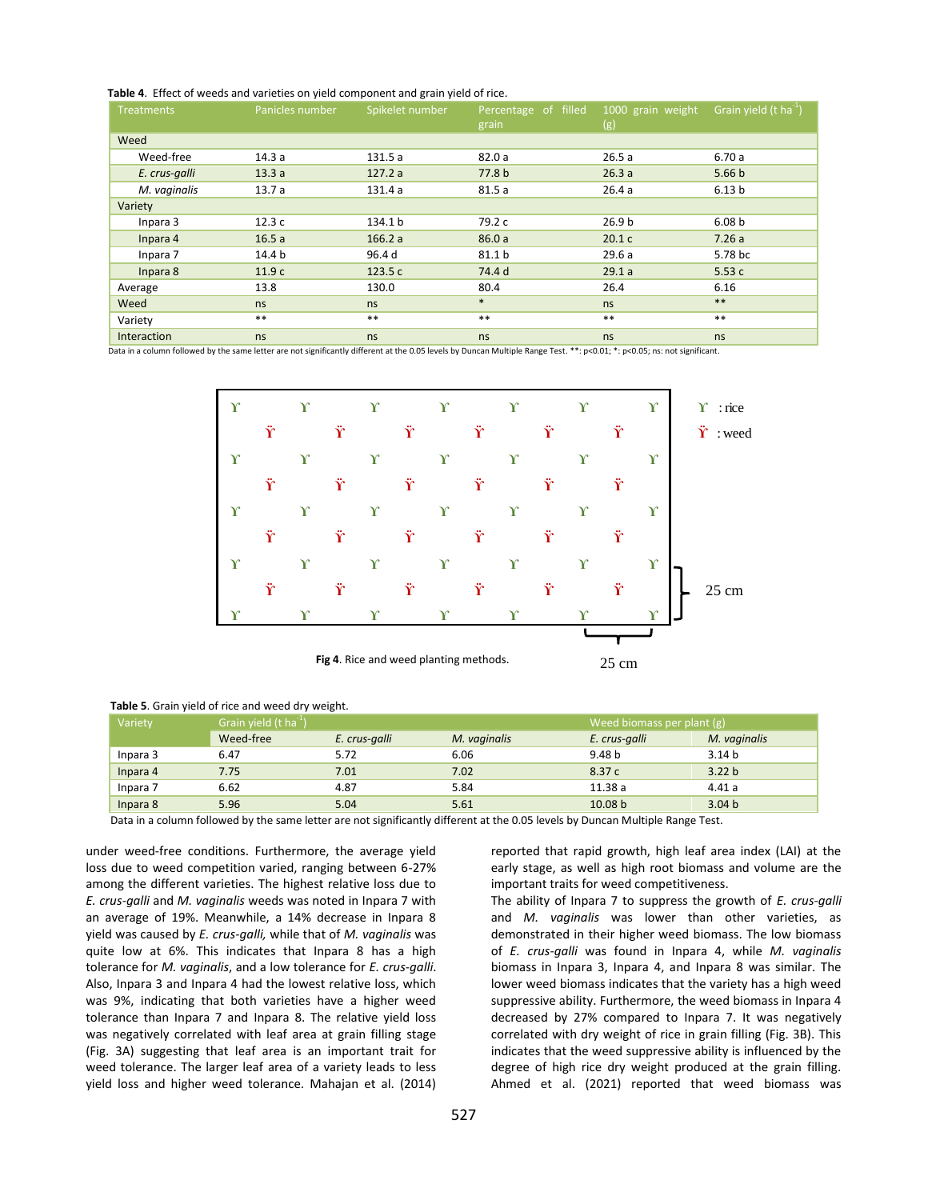**Table 4**. Effect of weeds and varieties on yield component and grain yield of rice.

| Treatments | Panicles number | Spikelet number | Percentage of filled grain | 1000 grain weight (g) | Grain yield (t ha$^{-1}$) |
|---|---|---|---|---|---|
| Weed | | | | | |
| Weed-free | 14.3 a | 131.5 a | 82.0 a | 26.5 a | 6.70 a |
| *E. crus-galli* | 13.3 a | 127.2 a | 77.8 b | 26.3 a | 5.66 b |
| *M. vaginalis* | 13.7 a | 131.4 a | 81.5 a | 26.4 a | 6.13 b |
| Variety | | | | | |
| Inpara 3 | 12.3 c | 134.1 b | 79.2 c | 26.9 b | 6.08 b |
| Inpara 4 | 16.5 a | 166.2 a | 86.0 a | 20.1 c | 7.26 a |
| Inpara 7 | 14.4 b | 96.4 d | 81.1 b | 29.6 a | 5.78 bc |
| Inpara 8 | 11.9 c | 123.5 c | 74.4 d | 29.1 a | 5.53 c |
| Average | 13.8 | 130.0 | 80.4 | 26.4 | 6.16 |
| Weed | ns | ns | * | ns | ** |
| Variety | ** | ** | ** | ** | ** |
| Interaction | ns | ns | ns | ns | ns |

Data in a column followed by the same letter are not significantly different at the 0.05 levels by Duncan Multiple Range Test. **: p<0.01; *: p<0.05; ns: not significant.

**Fig 4**. Rice and weed planting methods.

**Table 5**. Grain yield of rice and weed dry weight.

| Variety | Grain yield (t ha$^{-1}$) | | | Weed biomass per plant (g) | |
|---|---|---|---|---|---|
| | Weed-free | *E. crus-galli* | *M. vaginalis* | *E. crus-galli* | *M. vaginalis* |
| Inpara 3 | 6.47 | 5.72 | 6.06 | 9.48 b | 3.14 b |
| Inpara 4 | 7.75 | 7.01 | 7.02 | 8.37 c | 3.22 b |
| Inpara 7 | 6.62 | 4.87 | 5.84 | 11.38 a | 4.41 a |
| Inpara 8 | 5.96 | 5.04 | 5.61 | 10.08 b | 3.04 b |

Data in a column followed by the same letter are not significantly different at the 0.05 levels by Duncan Multiple Range Test.

under weed-free conditions. Furthermore, the average yield loss due to weed competition varied, ranging between 6-27% among the different varieties. The highest relative loss due to *E. crus-galli* and *M. vaginalis* weeds was noted in Inpara 7 with an average of 19%. Meanwhile, a 14% decrease in Inpara 8 yield was caused by *E. crus-galli,* while that of *M. vaginalis* was quite low at 6%. This indicates that Inpara 8 has a high tolerance for *M. vaginalis*, and a low tolerance for *E. crus-galli*. Also, Inpara 3 and Inpara 4 had the lowest relative loss, which was 9%, indicating that both varieties have a higher weed tolerance than Inpara 7 and Inpara 8. The relative yield loss was negatively correlated with leaf area at grain filling stage (Fig. 3A) suggesting that leaf area is an important trait for weed tolerance. The larger leaf area of a variety leads to less yield loss and higher weed tolerance. Mahajan et al. (2014) reported that rapid growth, high leaf area index (LAI) at the early stage, as well as high root biomass and volume are the important traits for weed competitiveness.

The ability of Inpara 7 to suppress the growth of *E. crus-galli* and *M. vaginalis* was lower than other varieties, as demonstrated in their higher weed biomass. The low biomass of *E. crus-galli* was found in Inpara 4, while *M. vaginalis* biomass in Inpara 3, Inpara 4, and Inpara 8 was similar. The lower weed biomass indicates that the variety has a high weed suppressive ability. Furthermore, the weed biomass in Inpara 4 decreased by 27% compared to Inpara 7. It was negatively correlated with dry weight of rice in grain filling (Fig. 3B). This indicates that the weed suppressive ability is influenced by the degree of high rice dry weight produced at the grain filling. Ahmed et al. (2021) reported that weed biomass was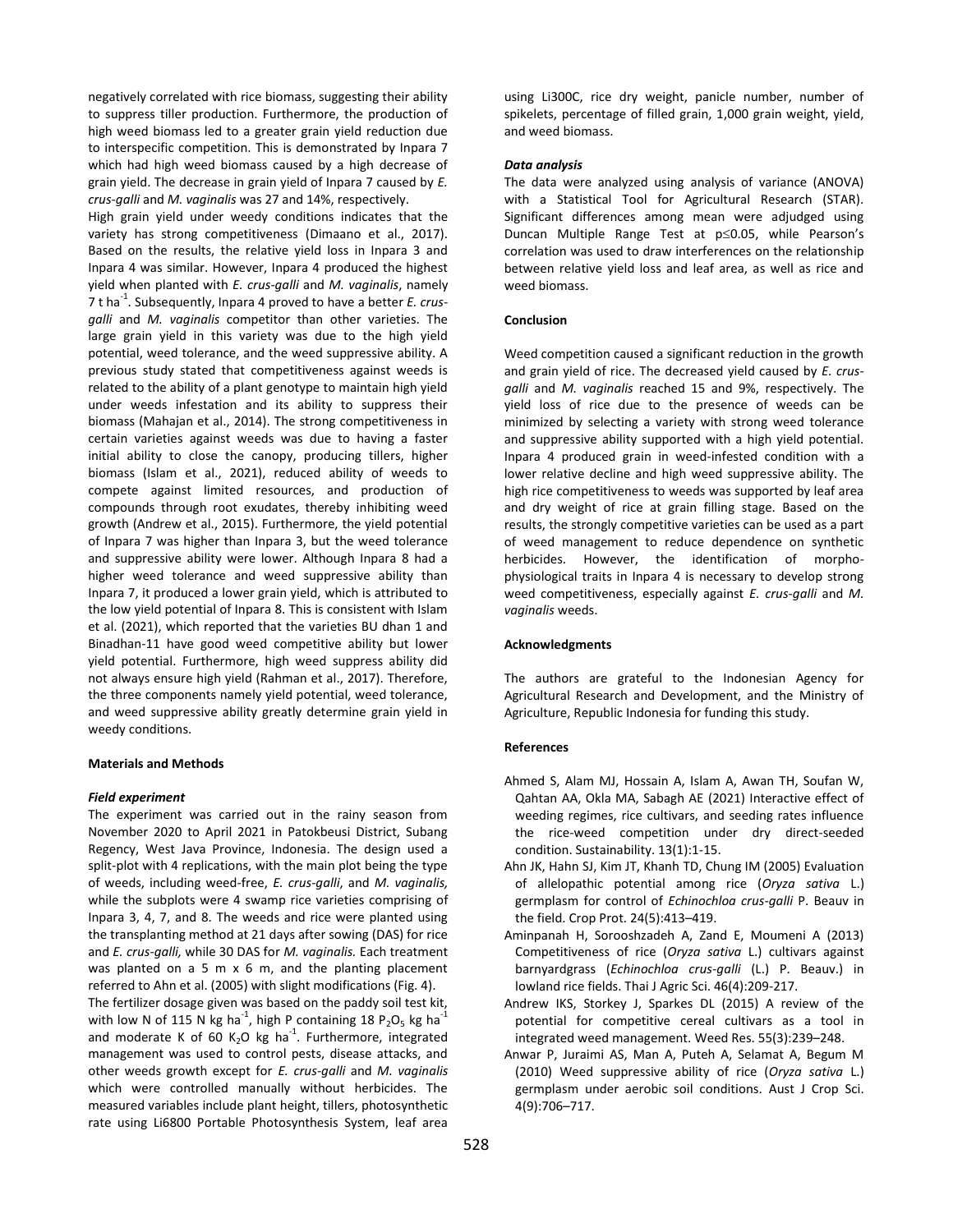negatively correlated with rice biomass, suggesting their ability to suppress tiller production. Furthermore, the production of high weed biomass led to a greater grain yield reduction due to interspecific competition. This is demonstrated by Inpara 7 which had high weed biomass caused by a high decrease of grain yield. The decrease in grain yield of Inpara 7 caused by *E. crus-galli* and *M. vaginalis* was 27 and 14%, respectively.

High grain yield under weedy conditions indicates that the variety has strong competitiveness (Dimaano et al., 2017). Based on the results, the relative yield loss in Inpara 3 and Inpara 4 was similar. However, Inpara 4 produced the highest yield when planted with *E. crus-galli* and *M. vaginalis*, namely 7 t ha$^{-1}$. Subsequently, Inpara 4 proved to have a better *E. crus-galli* and *M. vaginalis* competitor than other varieties. The large grain yield in this variety was due to the high yield potential, weed tolerance, and the weed suppressive ability. A previous study stated that competitiveness against weeds is related to the ability of a plant genotype to maintain high yield under weeds infestation and its ability to suppress their biomass (Mahajan et al., 2014). The strong competitiveness in certain varieties against weeds was due to having a faster initial ability to close the canopy, producing tillers, higher biomass (Islam et al., 2021), reduced ability of weeds to compete against limited resources, and production of compounds through root exudates, thereby inhibiting weed growth (Andrew et al., 2015). Furthermore, the yield potential of Inpara 7 was higher than Inpara 3, but the weed tolerance and suppressive ability were lower. Although Inpara 8 had a higher weed tolerance and weed suppressive ability than Inpara 7, it produced a lower grain yield, which is attributed to the low yield potential of Inpara 8. This is consistent with Islam et al. (2021), which reported that the varieties BU dhan 1 and Binadhan-11 have good weed competitive ability but lower yield potential. Furthermore, high weed suppress ability did not always ensure high yield (Rahman et al., 2017). Therefore, the three components namely yield potential, weed tolerance, and weed suppressive ability greatly determine grain yield in weedy conditions.

## Materials and Methods

### *Field experiment*

The experiment was carried out in the rainy season from November 2020 to April 2021 in Patokbeusi District, Subang Regency, West Java Province, Indonesia. The design used a split-plot with 4 replications, with the main plot being the type of weeds, including weed-free, *E. crus-galli*, and *M. vaginalis,* while the subplots were 4 swamp rice varieties comprising of Inpara 3, 4, 7, and 8. The weeds and rice were planted using the transplanting method at 21 days after sowing (DAS) for rice and *E. crus-galli,* while 30 DAS for *M. vaginalis.* Each treatment was planted on a 5 m x 6 m, and the planting placement referred to Ahn et al. (2005) with slight modifications (Fig. 4).

The fertilizer dosage given was based on the paddy soil test kit, with low N of 115 N kg ha$^{-1}$, high P containing 18 $P_2O_5$ kg ha$^{-1}$ and moderate K of 60 $K_2O$ kg ha$^{-1}$. Furthermore, integrated management was used to control pests, disease attacks, and other weeds growth except for *E. crus-galli* and *M. vaginalis* which were controlled manually without herbicides. The measured variables include plant height, tillers, photosynthetic rate using Li6800 Portable Photosynthesis System, leaf area using Li300C, rice dry weight, panicle number, number of spikelets, percentage of filled grain, 1,000 grain weight, yield, and weed biomass.

### *Data analysis*

The data were analyzed using analysis of variance (ANOVA) with a Statistical Tool for Agricultural Research (STAR). Significant differences among mean were adjudged using Duncan Multiple Range Test at $p \leq 0.05$, while Pearson's correlation was used to draw interferences on the relationship between relative yield loss and leaf area, as well as rice and weed biomass.

## Conclusion

Weed competition caused a significant reduction in the growth and grain yield of rice. The decreased yield caused by *E. crus-galli* and *M. vaginalis* reached 15 and 9%, respectively. The yield loss of rice due to the presence of weeds can be minimized by selecting a variety with strong weed tolerance and suppressive ability supported with a high yield potential. Inpara 4 produced grain in weed-infested condition with a lower relative decline and high weed suppressive ability. The high rice competitiveness to weeds was supported by leaf area and dry weight of rice at grain filling stage. Based on the results, the strongly competitive varieties can be used as a part of weed management to reduce dependence on synthetic herbicides. However, the identification of morpho-physiological traits in Inpara 4 is necessary to develop strong weed competitiveness, especially against *E. crus-galli* and *M. vaginalis* weeds.

## Acknowledgments

The authors are grateful to the Indonesian Agency for Agricultural Research and Development, and the Ministry of Agriculture, Republic Indonesia for funding this study.

## References

Ahmed S, Alam MJ, Hossain A, Islam A, Awan TH, Soufan W, Qahtan AA, Okla MA, Sabagh AE (2021) Interactive effect of weeding regimes, rice cultivars, and seeding rates influence the rice-weed competition under dry direct-seeded condition. Sustainability. 13(1):1-15.

Ahn JK, Hahn SJ, Kim JT, Khanh TD, Chung IM (2005) Evaluation of allelopathic potential among rice (*Oryza sativa* L.) germplasm for control of *Echinochloa crus-galli* P. Beauv in the field. Crop Prot. 24(5):413–419.

Aminpanah H, Sorooshzadeh A, Zand E, Moumeni A (2013) Competitiveness of rice (*Oryza sativa* L.) cultivars against barnyardgrass (*Echinochloa crus-galli* (L.) P. Beauv.) in lowland rice fields. Thai J Agric Sci. 46(4):209-217.

Andrew IKS, Storkey J, Sparkes DL (2015) A review of the potential for competitive cereal cultivars as a tool in integrated weed management. Weed Res. 55(3):239–248.

Anwar P, Juraimi AS, Man A, Puteh A, Selamat A, Begum M (2010) Weed suppressive ability of rice (*Oryza sativa* L.) germplasm under aerobic soil conditions. Aust J Crop Sci. 4(9):706–717.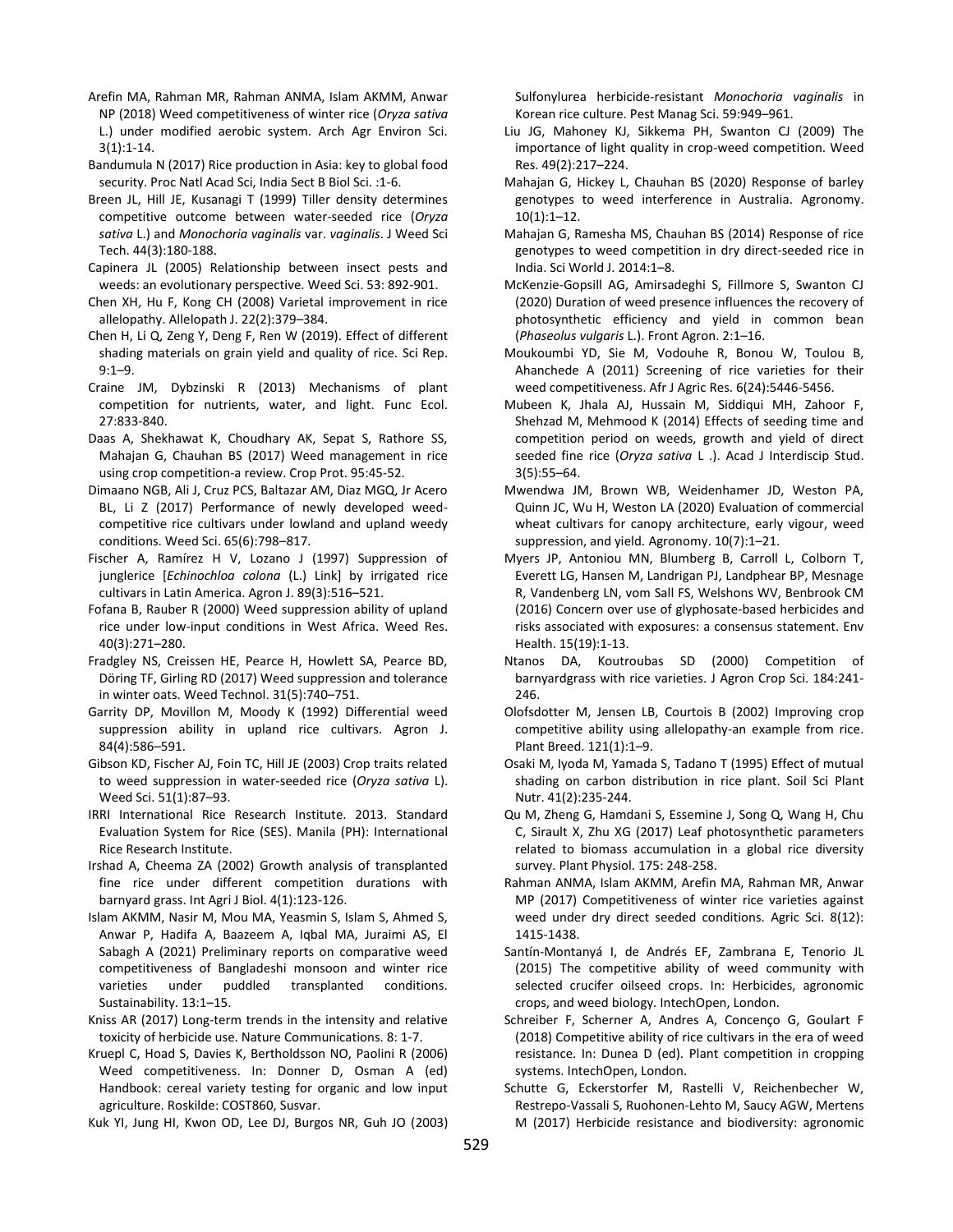Arefin MA, Rahman MR, Rahman ANMA, Islam AKMM, Anwar NP (2018) Weed competitiveness of winter rice (*Oryza sativa* L.) under modified aerobic system. Arch Agr Environ Sci. 3(1):1-14.

Bandumula N (2017) Rice production in Asia: key to global food security. Proc Natl Acad Sci, India Sect B Biol Sci. :1-6.

Breen JL, Hill JE, Kusanagi T (1999) Tiller density determines competitive outcome between water-seeded rice (*Oryza sativa* L.) and *Monochoria vaginalis* var. *vaginalis*. J Weed Sci Tech. 44(3):180-188.

Capinera JL (2005) Relationship between insect pests and weeds: an evolutionary perspective. Weed Sci. 53: 892-901.

Chen XH, Hu F, Kong CH (2008) Varietal improvement in rice allelopathy. Allelopath J. 22(2):379–384.

Chen H, Li Q, Zeng Y, Deng F, Ren W (2019). Effect of different shading materials on grain yield and quality of rice. Sci Rep. 9:1–9.

Craine JM, Dybzinski R (2013) Mechanisms of plant competition for nutrients, water, and light. Func Ecol. 27:833-840.

Daas A, Shekhawat K, Choudhary AK, Sepat S, Rathore SS, Mahajan G, Chauhan BS (2017) Weed management in rice using crop competition-a review. Crop Prot. 95:45-52.

Dimaano NGB, Ali J, Cruz PCS, Baltazar AM, Diaz MGQ, Jr Acero BL, Li Z (2017) Performance of newly developed weed-competitive rice cultivars under lowland and upland weedy conditions. Weed Sci. 65(6):798–817.

Fischer A, Ramírez H V, Lozano J (1997) Suppression of junglerice [*Echinochloa colona* (L.) Link] by irrigated rice cultivars in Latin America. Agron J. 89(3):516–521.

Fofana B, Rauber R (2000) Weed suppression ability of upland rice under low-input conditions in West Africa. Weed Res. 40(3):271–280.

Fradgley NS, Creissen HE, Pearce H, Howlett SA, Pearce BD, Döring TF, Girling RD (2017) Weed suppression and tolerance in winter oats. Weed Technol. 31(5):740–751.

Garrity DP, Movillon M, Moody K (1992) Differential weed suppression ability in upland rice cultivars. Agron J. 84(4):586–591.

Gibson KD, Fischer AJ, Foin TC, Hill JE (2003) Crop traits related to weed suppression in water-seeded rice (*Oryza sativa* L). Weed Sci. 51(1):87–93.

IRRI International Rice Research Institute. 2013. Standard Evaluation System for Rice (SES). Manila (PH): International Rice Research Institute.

Irshad A, Cheema ZA (2002) Growth analysis of transplanted fine rice under different competition durations with barnyard grass. Int Agri J Biol. 4(1):123-126.

Islam AKMM, Nasir M, Mou MA, Yeasmin S, Islam S, Ahmed S, Anwar P, Hadifa A, Baazeem A, Iqbal MA, Juraimi AS, El Sabagh A (2021) Preliminary reports on comparative weed competitiveness of Bangladeshi monsoon and winter rice varieties under puddled transplanted conditions. Sustainability. 13:1–15.

Kniss AR (2017) Long-term trends in the intensity and relative toxicity of herbicide use. Nature Communications. 8: 1-7.

Kruepl C, Hoad S, Davies K, Bertholdsson NO, Paolini R (2006) Weed competitiveness. In: Donner D, Osman A (ed) Handbook: cereal variety testing for organic and low input agriculture. Roskilde: COST860, Susvar.

Kuk YI, Jung HI, Kwon OD, Lee DJ, Burgos NR, Guh JO (2003) Sulfonylurea herbicide-resistant *Monochoria vaginalis* in Korean rice culture. Pest Manag Sci. 59:949–961.

Liu JG, Mahoney KJ, Sikkema PH, Swanton CJ (2009) The importance of light quality in crop-weed competition. Weed Res. 49(2):217–224.

Mahajan G, Hickey L, Chauhan BS (2020) Response of barley genotypes to weed interference in Australia. Agronomy. 10(1):1–12.

Mahajan G, Ramesha MS, Chauhan BS (2014) Response of rice genotypes to weed competition in dry direct-seeded rice in India. Sci World J. 2014:1–8.

McKenzie-Gopsill AG, Amirsadeghi S, Fillmore S, Swanton CJ (2020) Duration of weed presence influences the recovery of photosynthetic efficiency and yield in common bean (*Phaseolus vulgaris* L.). Front Agron. 2:1–16.

Moukoumbi YD, Sie M, Vodouhe R, Bonou W, Toulou B, Ahanchede A (2011) Screening of rice varieties for their weed competitiveness. Afr J Agric Res. 6(24):5446-5456.

Mubeen K, Jhala AJ, Hussain M, Siddiqui MH, Zahoor F, Shehzad M, Mehmood K (2014) Effects of seeding time and competition period on weeds, growth and yield of direct seeded fine rice (*Oryza sativa* L .). Acad J Interdiscip Stud. 3(5):55–64.

Mwendwa JM, Brown WB, Weidenhamer JD, Weston PA, Quinn JC, Wu H, Weston LA (2020) Evaluation of commercial wheat cultivars for canopy architecture, early vigour, weed suppression, and yield. Agronomy. 10(7):1–21.

Myers JP, Antoniou MN, Blumberg B, Carroll L, Colborn T, Everett LG, Hansen M, Landrigan PJ, Landphear BP, Mesnage R, Vandenberg LN, vom Sall FS, Welshons WV, Benbrook CM (2016) Concern over use of glyphosate-based herbicides and risks associated with exposures: a consensus statement. Env Health. 15(19):1-13.

Ntanos DA, Koutroubas SD (2000) Competition of barnyardgrass with rice varieties. J Agron Crop Sci. 184:241-246.

Olofsdotter M, Jensen LB, Courtois B (2002) Improving crop competitive ability using allelopathy-an example from rice. Plant Breed. 121(1):1–9.

Osaki M, Iyoda M, Yamada S, Tadano T (1995) Effect of mutual shading on carbon distribution in rice plant. Soil Sci Plant Nutr. 41(2):235-244.

Qu M, Zheng G, Hamdani S, Essemine J, Song Q, Wang H, Chu C, Sirault X, Zhu XG (2017) Leaf photosynthetic parameters related to biomass accumulation in a global rice diversity survey. Plant Physiol. 175: 248-258.

Rahman ANMA, Islam AKMM, Arefin MA, Rahman MR, Anwar MP (2017) Competitiveness of winter rice varieties against weed under dry direct seeded conditions. Agric Sci. 8(12): 1415-1438.

Santín-Montanyá I, de Andrés EF, Zambrana E, Tenorio JL (2015) The competitive ability of weed community with selected crucifer oilseed crops. In: Herbicides, agronomic crops, and weed biology. IntechOpen, London.

Schreiber F, Scherner A, Andres A, Concenço G, Goulart F (2018) Competitive ability of rice cultivars in the era of weed resistance. In: Dunea D (ed). Plant competition in cropping systems. IntechOpen, London.

Schutte G, Eckerstorfer M, Rastelli V, Reichenbecher W, Restrepo-Vassali S, Ruohonen-Lehto M, Saucy AGW, Mertens M (2017) Herbicide resistance and biodiversity: agronomic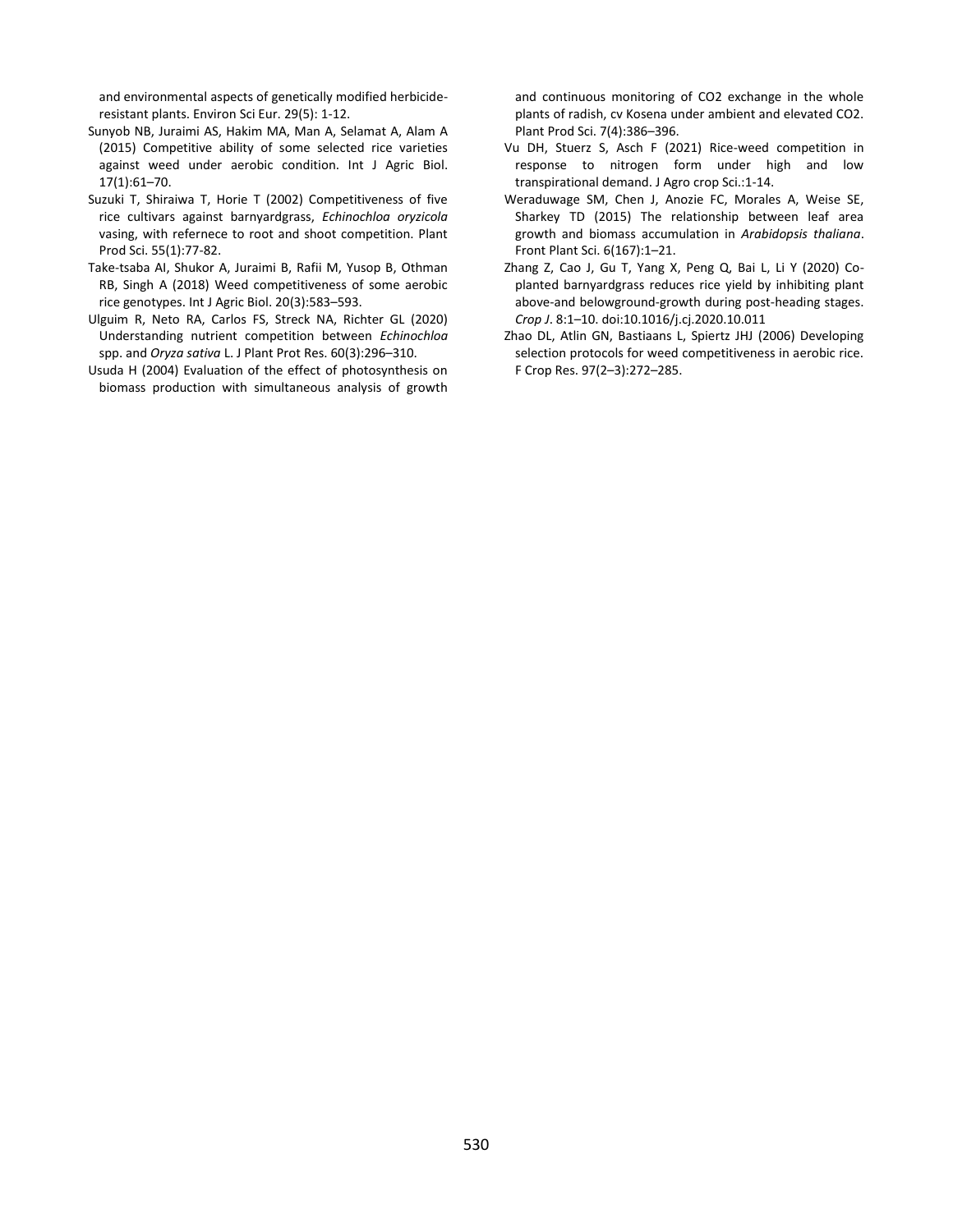and environmental aspects of genetically modified herbicide-resistant plants. Environ Sci Eur. 29(5): 1-12.

Sunyob NB, Juraimi AS, Hakim MA, Man A, Selamat A, Alam A (2015) Competitive ability of some selected rice varieties against weed under aerobic condition. Int J Agric Biol. 17(1):61–70.

Suzuki T, Shiraiwa T, Horie T (2002) Competitiveness of five rice cultivars against barnyardgrass, *Echinochloa oryzicola* vasing, with refernece to root and shoot competition. Plant Prod Sci. 55(1):77-82.

Take-tsaba AI, Shukor A, Juraimi B, Rafii M, Yusop B, Othman RB, Singh A (2018) Weed competitiveness of some aerobic rice genotypes. Int J Agric Biol. 20(3):583–593.

Ulguim R, Neto RA, Carlos FS, Streck NA, Richter GL (2020) Understanding nutrient competition between *Echinochloa* spp. and *Oryza sativa* L. J Plant Prot Res. 60(3):296–310.

Usuda H (2004) Evaluation of the effect of photosynthesis on biomass production with simultaneous analysis of growth and continuous monitoring of CO2 exchange in the whole plants of radish, cv Kosena under ambient and elevated CO2. Plant Prod Sci. 7(4):386–396.

Vu DH, Stuerz S, Asch F (2021) Rice-weed competition in response to nitrogen form under high and low transpirational demand. J Agro crop Sci.:1-14.

Weraduwage SM, Chen J, Anozie FC, Morales A, Weise SE, Sharkey TD (2015) The relationship between leaf area growth and biomass accumulation in *Arabidopsis thaliana*. Front Plant Sci. 6(167):1–21.

Zhang Z, Cao J, Gu T, Yang X, Peng Q, Bai L, Li Y (2020) Co-planted barnyardgrass reduces rice yield by inhibiting plant above-and belowground-growth during post-heading stages. *Crop J*. 8:1–10. doi:10.1016/j.cj.2020.10.011

Zhao DL, Atlin GN, Bastiaans L, Spiertz JHJ (2006) Developing selection protocols for weed competitiveness in aerobic rice. F Crop Res. 97(2–3):272–285.